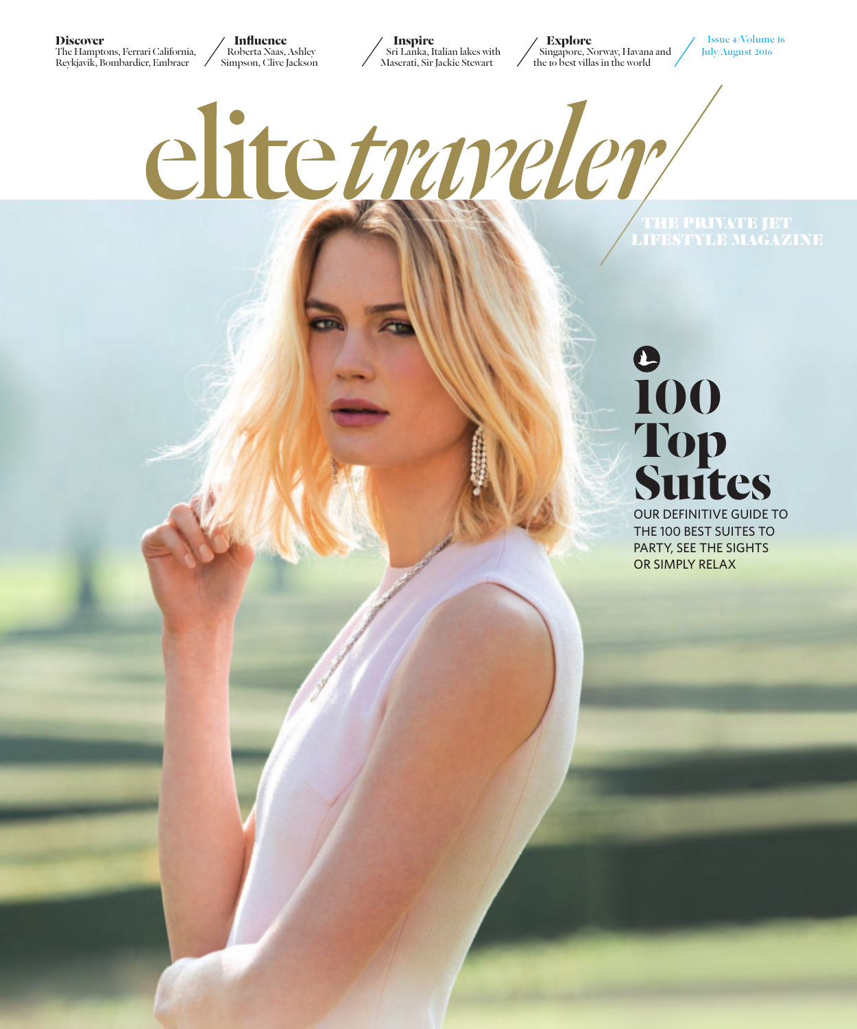**Discover**
The Hamptons, Ferrari California, Reykjavik, Bombardier, Embraer

**Influence**
Roberta Naas, Ashley Simpson, Clive Jackson

**Inspire**
Sri Lanka, Italian lakes with Maserati, Sir Jackie Stewart

**Explore**
Singapore, Norway, Havana and the 10 best villas in the world

Issue 4/Volume 16
July/August 2016

# elite *traveler*

THE PRIVATE JET LIFESTYLE MAGAZINE

## 100 Top Suites

OUR DEFINITIVE GUIDE TO THE 100 BEST SUITES TO PARTY, SEE THE SIGHTS OR SIMPLY RELAX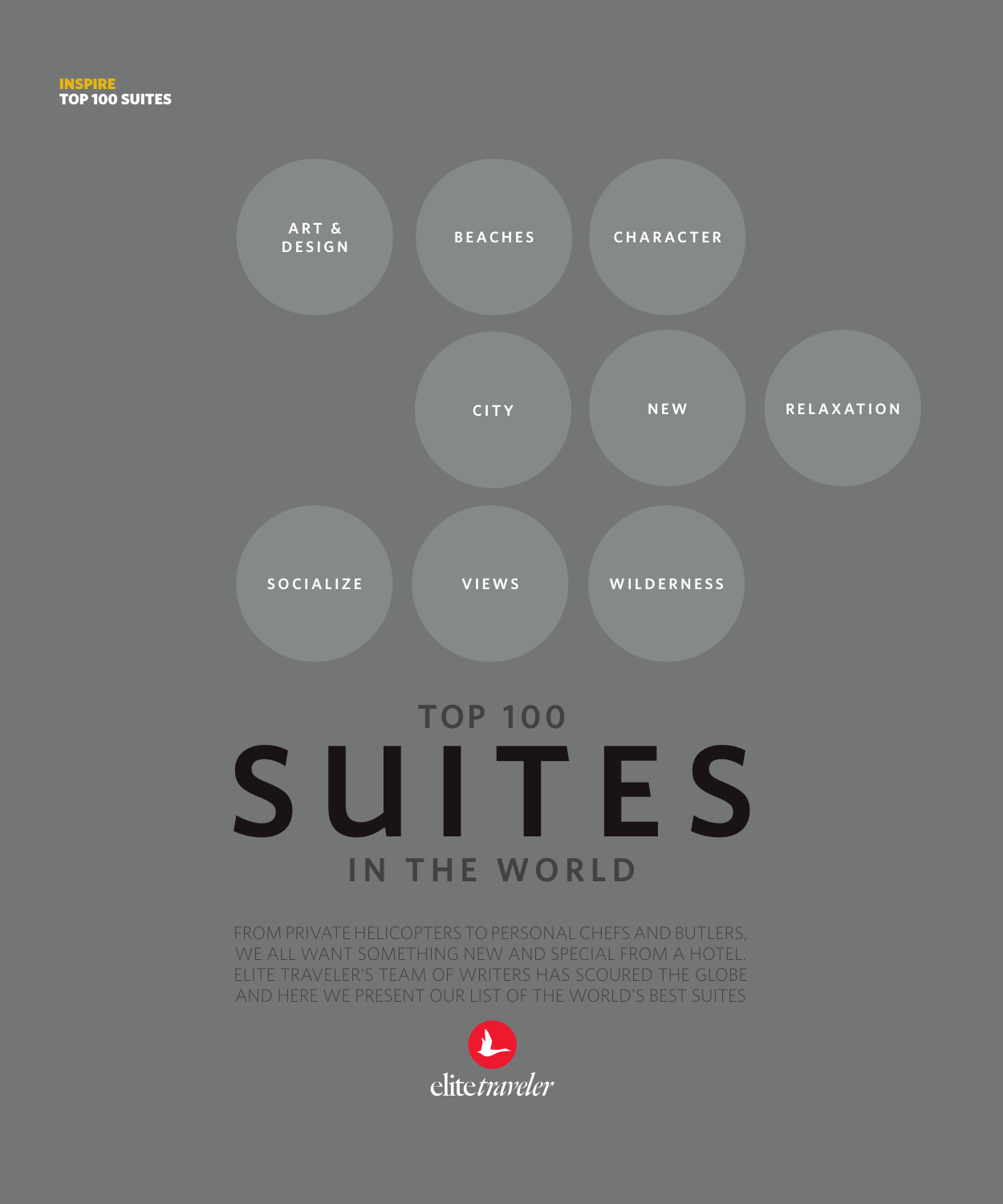INSPIRE
**TOP 100 SUITES**

ART & DESIGN

BEACHES

CHARACTER

CITY

NEW

RELAXATION

SOCIALIZE

VIEWS

WILDERNESS

# TOP 100 SUITES IN THE WORLD

FROM PRIVATE HELICOPTERS TO PERSONAL CHEFS AND BUTLERS, WE ALL WANT SOMETHING NEW AND SPECIAL FROM A HOTEL. ELITE TRAVELER'S TEAM OF WRITERS HAS SCOURED THE GLOBE AND HERE WE PRESENT OUR LIST OF THE WORLD'S BEST SUITES

elitetraveler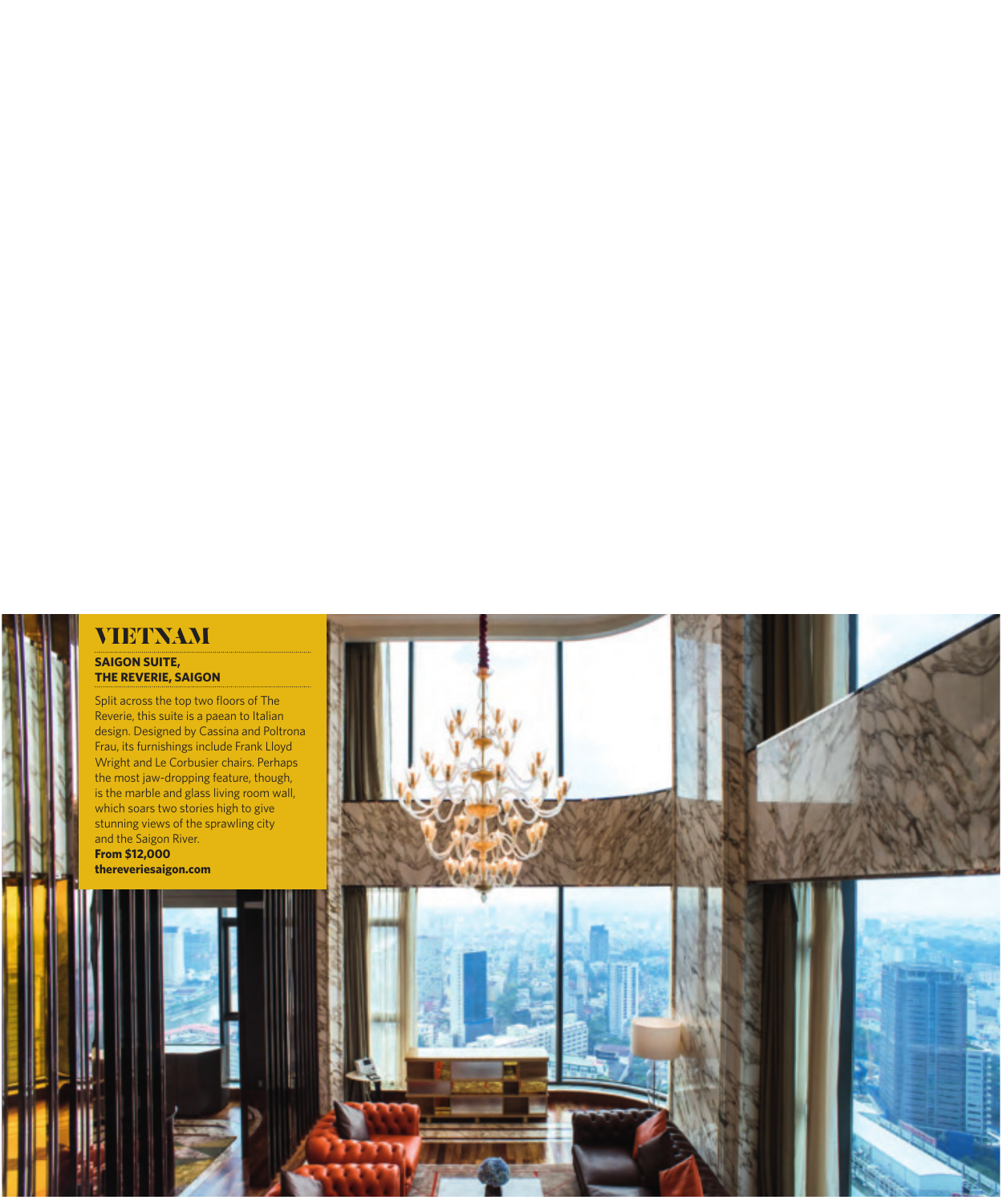# VIETNAM

**SAIGON SUITE, THE REVERIE, SAIGON**

Split across the top two floors of The Reverie, this suite is a paean to Italian design. Designed by Cassina and Poltrona Frau, its furnishings include Frank Lloyd Wright and Le Corbusier chairs. Perhaps the most jaw-dropping feature, though, is the marble and glass living room wall, which soars two stories high to give stunning views of the sprawling city and the Saigon River.

**From $12,000**

**thereveriesaigon.com**